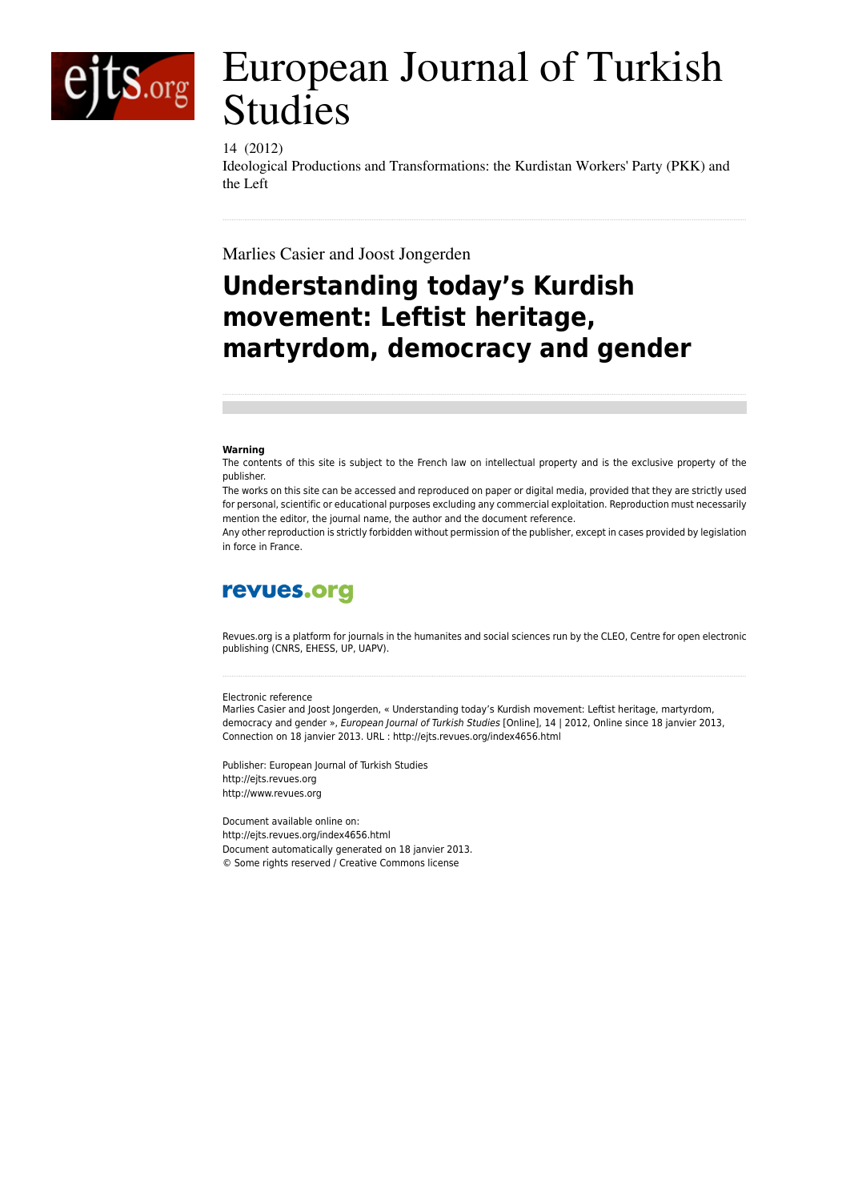# European Journal of Turkish Studies

14 (2012)
Ideological Productions and Transformations: the Kurdistan Workers' Party (PKK) and the Left

Marlies Casier and Joost Jongerden

## Understanding today's Kurdish movement: Leftist heritage, martyrdom, democracy and gender

**Warning**
The contents of this site is subject to the French law on intellectual property and is the exclusive property of the publisher.
The works on this site can be accessed and reproduced on paper or digital media, provided that they are strictly used for personal, scientific or educational purposes excluding any commercial exploitation. Reproduction must necessarily mention the editor, the journal name, the author and the document reference.
Any other reproduction is strictly forbidden without permission of the publisher, except in cases provided by legislation in force in France.

**revues.org**

Revues.org is a platform for journals in the humanites and social sciences run by the CLEO, Centre for open electronic publishing (CNRS, EHESS, UP, UAPV).

Electronic reference
Marlies Casier and Joost Jongerden, « Understanding today's Kurdish movement: Leftist heritage, martyrdom, democracy and gender », *European Journal of Turkish Studies* [Online], 14 | 2012, Online since 18 janvier 2013, Connection on 18 janvier 2013. URL : http://ejts.revues.org/index4656.html

Publisher: European Journal of Turkish Studies
http://ejts.revues.org
http://www.revues.org

Document available online on:
http://ejts.revues.org/index4656.html
Document automatically generated on 18 janvier 2013.
© Some rights reserved / Creative Commons license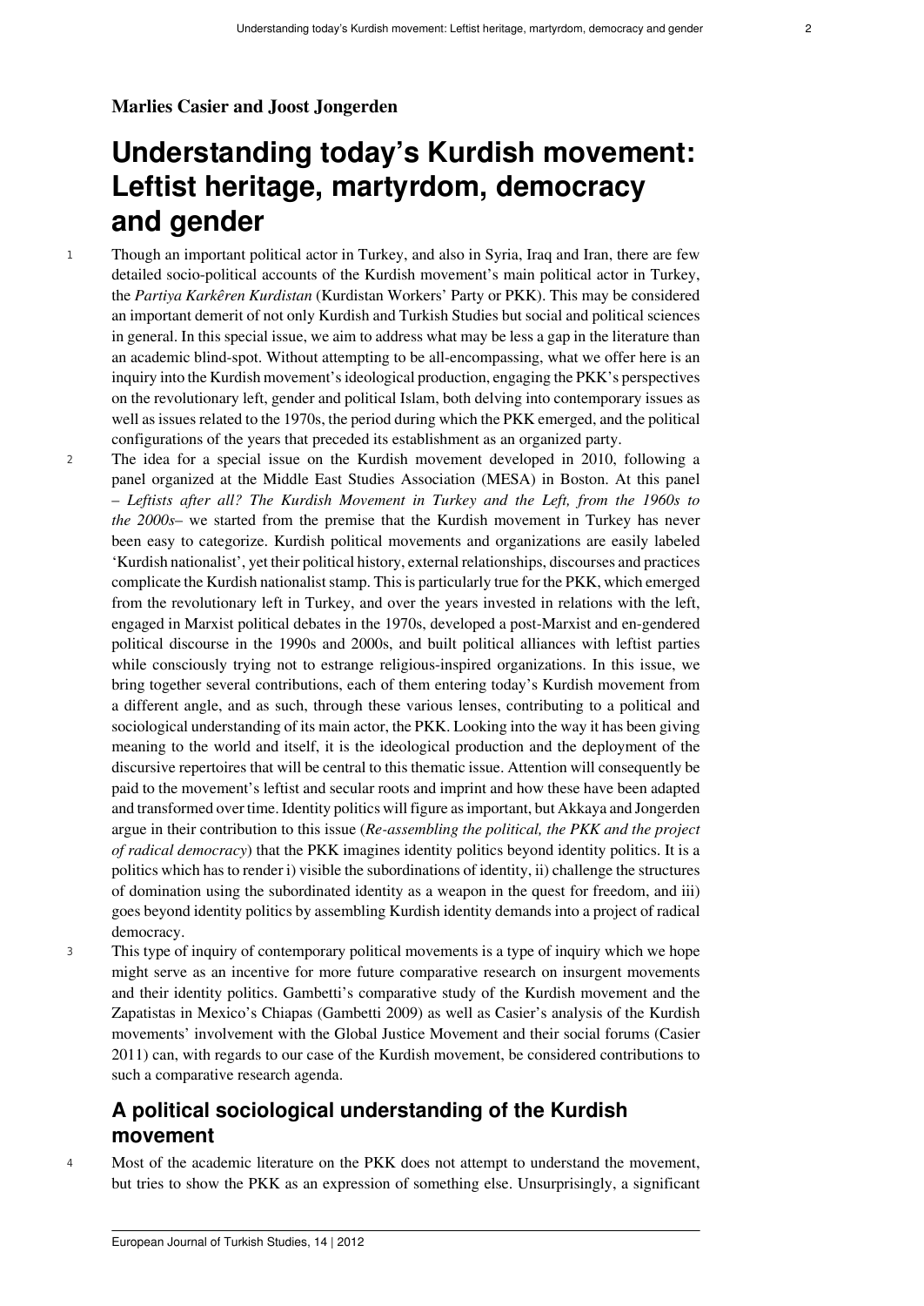**Marlies Casier and Joost Jongerden**

# Understanding today's Kurdish movement: Leftist heritage, martyrdom, democracy and gender

1 Though an important political actor in Turkey, and also in Syria, Iraq and Iran, there are few detailed socio-political accounts of the Kurdish movement's main political actor in Turkey, the *Partiya Karkêren Kurdistan* (Kurdistan Workers' Party or PKK). This may be considered an important demerit of not only Kurdish and Turkish Studies but social and political sciences in general. In this special issue, we aim to address what may be less a gap in the literature than an academic blind-spot. Without attempting to be all-encompassing, what we offer here is an inquiry into the Kurdish movement's ideological production, engaging the PKK's perspectives on the revolutionary left, gender and political Islam, both delving into contemporary issues as well as issues related to the 1970s, the period during which the PKK emerged, and the political configurations of the years that preceded its establishment as an organized party.

2 The idea for a special issue on the Kurdish movement developed in 2010, following a panel organized at the Middle East Studies Association (MESA) in Boston. At this panel – *Leftists after all? The Kurdish Movement in Turkey and the Left, from the 1960s to the 2000s*– we started from the premise that the Kurdish movement in Turkey has never been easy to categorize. Kurdish political movements and organizations are easily labeled 'Kurdish nationalist', yet their political history, external relationships, discourses and practices complicate the Kurdish nationalist stamp. This is particularly true for the PKK, which emerged from the revolutionary left in Turkey, and over the years invested in relations with the left, engaged in Marxist political debates in the 1970s, developed a post-Marxist and en-gendered political discourse in the 1990s and 2000s, and built political alliances with leftist parties while consciously trying not to estrange religious-inspired organizations. In this issue, we bring together several contributions, each of them entering today's Kurdish movement from a different angle, and as such, through these various lenses, contributing to a political and sociological understanding of its main actor, the PKK. Looking into the way it has been giving meaning to the world and itself, it is the ideological production and the deployment of the discursive repertoires that will be central to this thematic issue. Attention will consequently be paid to the movement's leftist and secular roots and imprint and how these have been adapted and transformed over time. Identity politics will figure as important, but Akkaya and Jongerden argue in their contribution to this issue (*Re-assembling the political, the PKK and the project of radical democracy*) that the PKK imagines identity politics beyond identity politics. It is a politics which has to render i) visible the subordinations of identity, ii) challenge the structures of domination using the subordinated identity as a weapon in the quest for freedom, and iii) goes beyond identity politics by assembling Kurdish identity demands into a project of radical democracy.

3 This type of inquiry of contemporary political movements is a type of inquiry which we hope might serve as an incentive for more future comparative research on insurgent movements and their identity politics. Gambetti's comparative study of the Kurdish movement and the Zapatistas in Mexico's Chiapas (Gambetti 2009) as well as Casier's analysis of the Kurdish movements' involvement with the Global Justice Movement and their social forums (Casier 2011) can, with regards to our case of the Kurdish movement, be considered contributions to such a comparative research agenda.

## A political sociological understanding of the Kurdish movement

4 Most of the academic literature on the PKK does not attempt to understand the movement, but tries to show the PKK as an expression of something else. Unsurprisingly, a significant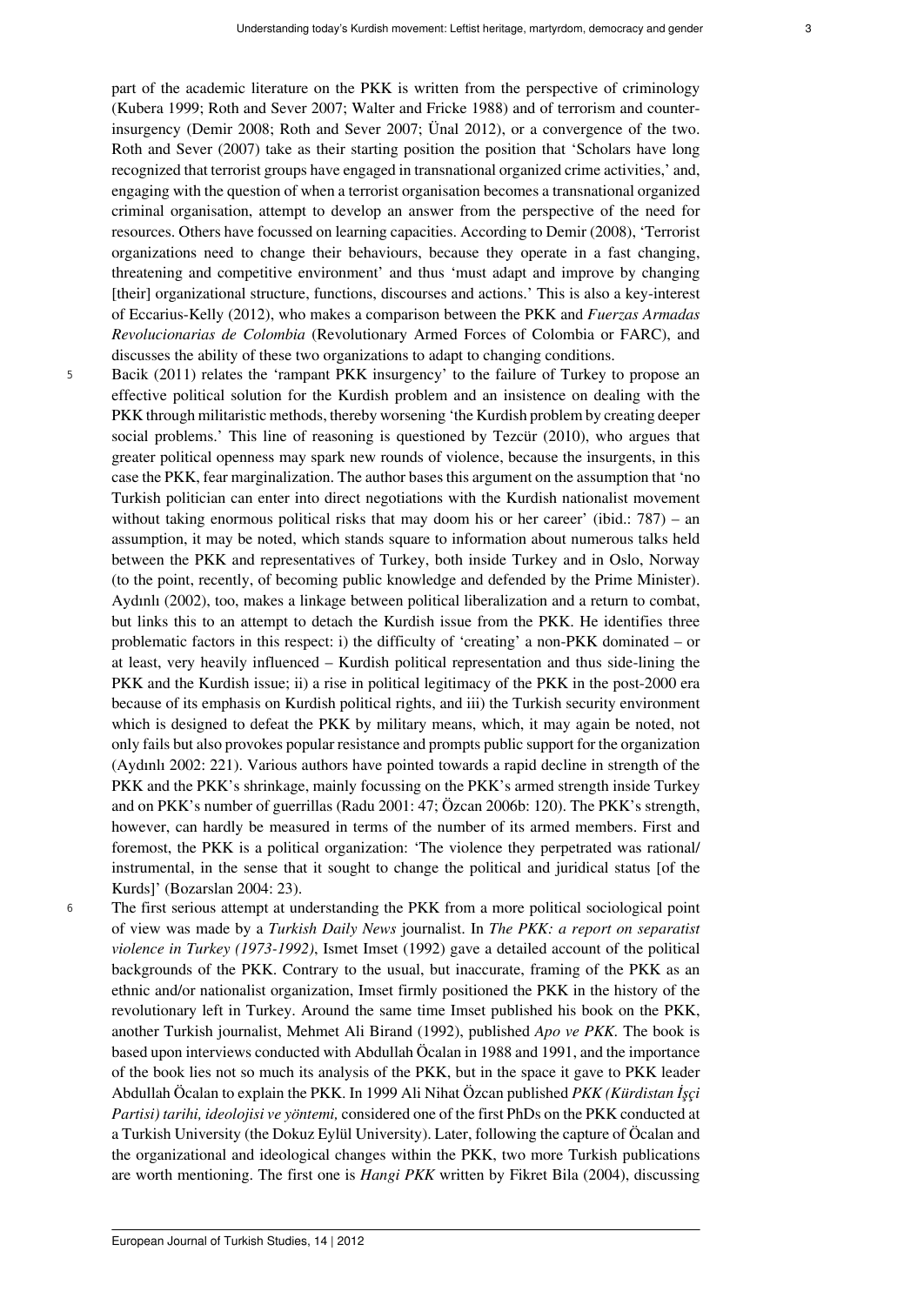part of the academic literature on the PKK is written from the perspective of criminology (Kubera 1999; Roth and Sever 2007; Walter and Fricke 1988) and of terrorism and counter-insurgency (Demir 2008; Roth and Sever 2007; Ünal 2012), or a convergence of the two. Roth and Sever (2007) take as their starting position the position that 'Scholars have long recognized that terrorist groups have engaged in transnational organized crime activities,' and, engaging with the question of when a terrorist organisation becomes a transnational organized criminal organisation, attempt to develop an answer from the perspective of the need for resources. Others have focussed on learning capacities. According to Demir (2008), 'Terrorist organizations need to change their behaviours, because they operate in a fast changing, threatening and competitive environment' and thus 'must adapt and improve by changing [their] organizational structure, functions, discourses and actions.' This is also a key-interest of Eccarius-Kelly (2012), who makes a comparison between the PKK and *Fuerzas Armadas Revolucionarias de Colombia* (Revolutionary Armed Forces of Colombia or FARC), and discusses the ability of these two organizations to adapt to changing conditions.

5 Bacik (2011) relates the 'rampant PKK insurgency' to the failure of Turkey to propose an effective political solution for the Kurdish problem and an insistence on dealing with the PKK through militaristic methods, thereby worsening 'the Kurdish problem by creating deeper social problems.' This line of reasoning is questioned by Tezcür (2010), who argues that greater political openness may spark new rounds of violence, because the insurgents, in this case the PKK, fear marginalization. The author bases this argument on the assumption that 'no Turkish politician can enter into direct negotiations with the Kurdish nationalist movement without taking enormous political risks that may doom his or her career' (ibid.: 787) – an assumption, it may be noted, which stands square to information about numerous talks held between the PKK and representatives of Turkey, both inside Turkey and in Oslo, Norway (to the point, recently, of becoming public knowledge and defended by the Prime Minister). Aydınlı (2002), too, makes a linkage between political liberalization and a return to combat, but links this to an attempt to detach the Kurdish issue from the PKK. He identifies three problematic factors in this respect: i) the difficulty of 'creating' a non-PKK dominated – or at least, very heavily influenced – Kurdish political representation and thus side-lining the PKK and the Kurdish issue; ii) a rise in political legitimacy of the PKK in the post-2000 era because of its emphasis on Kurdish political rights, and iii) the Turkish security environment which is designed to defeat the PKK by military means, which, it may again be noted, not only fails but also provokes popular resistance and prompts public support for the organization (Aydınlı 2002: 221). Various authors have pointed towards a rapid decline in strength of the PKK and the PKK's shrinkage, mainly focussing on the PKK's armed strength inside Turkey and on PKK's number of guerrillas (Radu 2001: 47; Özcan 2006b: 120). The PKK's strength, however, can hardly be measured in terms of the number of its armed members. First and foremost, the PKK is a political organization: 'The violence they perpetrated was rational/instrumental, in the sense that it sought to change the political and juridical status [of the Kurds]' (Bozarslan 2004: 23).

6 The first serious attempt at understanding the PKK from a more political sociological point of view was made by a *Turkish Daily News* journalist. In *The PKK: a report on separatist violence in Turkey (1973-1992)*, Ismet Imset (1992) gave a detailed account of the political backgrounds of the PKK. Contrary to the usual, but inaccurate, framing of the PKK as an ethnic and/or nationalist organization, Imset firmly positioned the PKK in the history of the revolutionary left in Turkey. Around the same time Imset published his book on the PKK, another Turkish journalist, Mehmet Ali Birand (1992), published *Apo ve PKK.* The book is based upon interviews conducted with Abdullah Öcalan in 1988 and 1991, and the importance of the book lies not so much its analysis of the PKK, but in the space it gave to PKK leader Abdullah Öcalan to explain the PKK. In 1999 Ali Nihat Özcan published *PKK (Kürdistan İşçi Partisi) tarihi, ideolojisi ve yöntemi,* considered one of the first PhDs on the PKK conducted at a Turkish University (the Dokuz Eylül University). Later, following the capture of Öcalan and the organizational and ideological changes within the PKK, two more Turkish publications are worth mentioning. The first one is *Hangi PKK* written by Fikret Bila (2004), discussing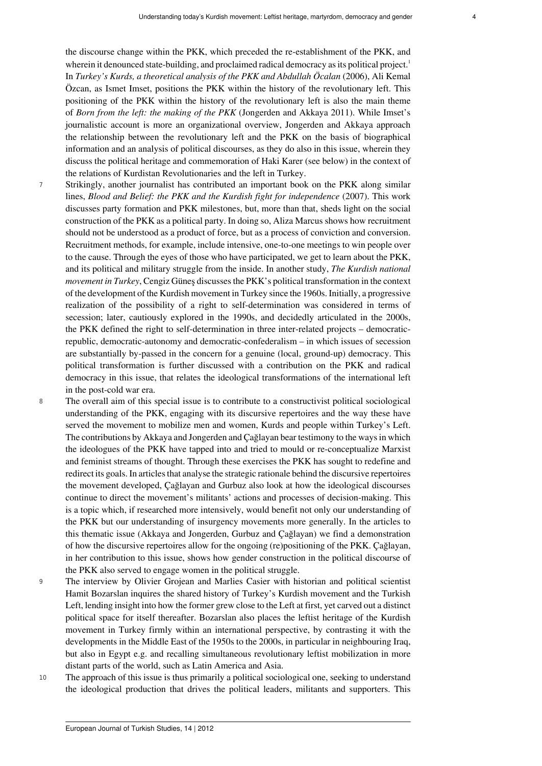the discourse change within the PKK, which preceded the re-establishment of the PKK, and wherein it denounced state-building, and proclaimed radical democracy as its political project.[1] In *Turkey's Kurds, a theoretical analysis of the PKK and Abdullah Öcalan* (2006), Ali Kemal Özcan, as Ismet Imset, positions the PKK within the history of the revolutionary left. This positioning of the PKK within the history of the revolutionary left is also the main theme of *Born from the left: the making of the PKK* (Jongerden and Akkaya 2011). While Imset's journalistic account is more an organizational overview, Jongerden and Akkaya approach the relationship between the revolutionary left and the PKK on the basis of biographical information and an analysis of political discourses, as they do also in this issue, wherein they discuss the political heritage and commemoration of Haki Karer (see below) in the context of the relations of Kurdistan Revolutionaries and the left in Turkey.

7 Strikingly, another journalist has contributed an important book on the PKK along similar lines, *Blood and Belief: the PKK and the Kurdish fight for independence* (2007). This work discusses party formation and PKK milestones, but, more than that, sheds light on the social construction of the PKK as a political party. In doing so, Aliza Marcus shows how recruitment should not be understood as a product of force, but as a process of conviction and conversion. Recruitment methods, for example, include intensive, one-to-one meetings to win people over to the cause. Through the eyes of those who have participated, we get to learn about the PKK, and its political and military struggle from the inside. In another study, *The Kurdish national movement in Turkey*, Cengiz Güneş discusses the PKK's political transformation in the context of the development of the Kurdish movement in Turkey since the 1960s. Initially, a progressive realization of the possibility of a right to self-determination was considered in terms of secession; later, cautiously explored in the 1990s, and decidedly articulated in the 2000s, the PKK defined the right to self-determination in three inter-related projects – democratic-republic, democratic-autonomy and democratic-confederalism – in which issues of secession are substantially by-passed in the concern for a genuine (local, ground-up) democracy. This political transformation is further discussed with a contribution on the PKK and radical democracy in this issue, that relates the ideological transformations of the international left in the post-cold war era.

8 The overall aim of this special issue is to contribute to a constructivist political sociological understanding of the PKK, engaging with its discursive repertoires and the way these have served the movement to mobilize men and women, Kurds and people within Turkey's Left. The contributions by Akkaya and Jongerden and Çağlayan bear testimony to the ways in which the ideologues of the PKK have tapped into and tried to mould or re-conceptualize Marxist and feminist streams of thought. Through these exercises the PKK has sought to redefine and redirect its goals. In articles that analyse the strategic rationale behind the discursive repertoires the movement developed, Çağlayan and Gurbuz also look at how the ideological discourses continue to direct the movement's militants' actions and processes of decision-making. This is a topic which, if researched more intensively, would benefit not only our understanding of the PKK but our understanding of insurgency movements more generally. In the articles to this thematic issue (Akkaya and Jongerden, Gurbuz and Çağlayan) we find a demonstration of how the discursive repertoires allow for the ongoing (re)positioning of the PKK. Çağlayan, in her contribution to this issue, shows how gender construction in the political discourse of the PKK also served to engage women in the political struggle.

9 The interview by Olivier Grojean and Marlies Casier with historian and political scientist Hamit Bozarslan inquires the shared history of Turkey's Kurdish movement and the Turkish Left, lending insight into how the former grew close to the Left at first, yet carved out a distinct political space for itself thereafter. Bozarslan also places the leftist heritage of the Kurdish movement in Turkey firmly within an international perspective, by contrasting it with the developments in the Middle East of the 1950s to the 2000s, in particular in neighbouring Iraq, but also in Egypt e.g. and recalling simultaneous revolutionary leftist mobilization in more distant parts of the world, such as Latin America and Asia.

10 The approach of this issue is thus primarily a political sociological one, seeking to understand the ideological production that drives the political leaders, militants and supporters. This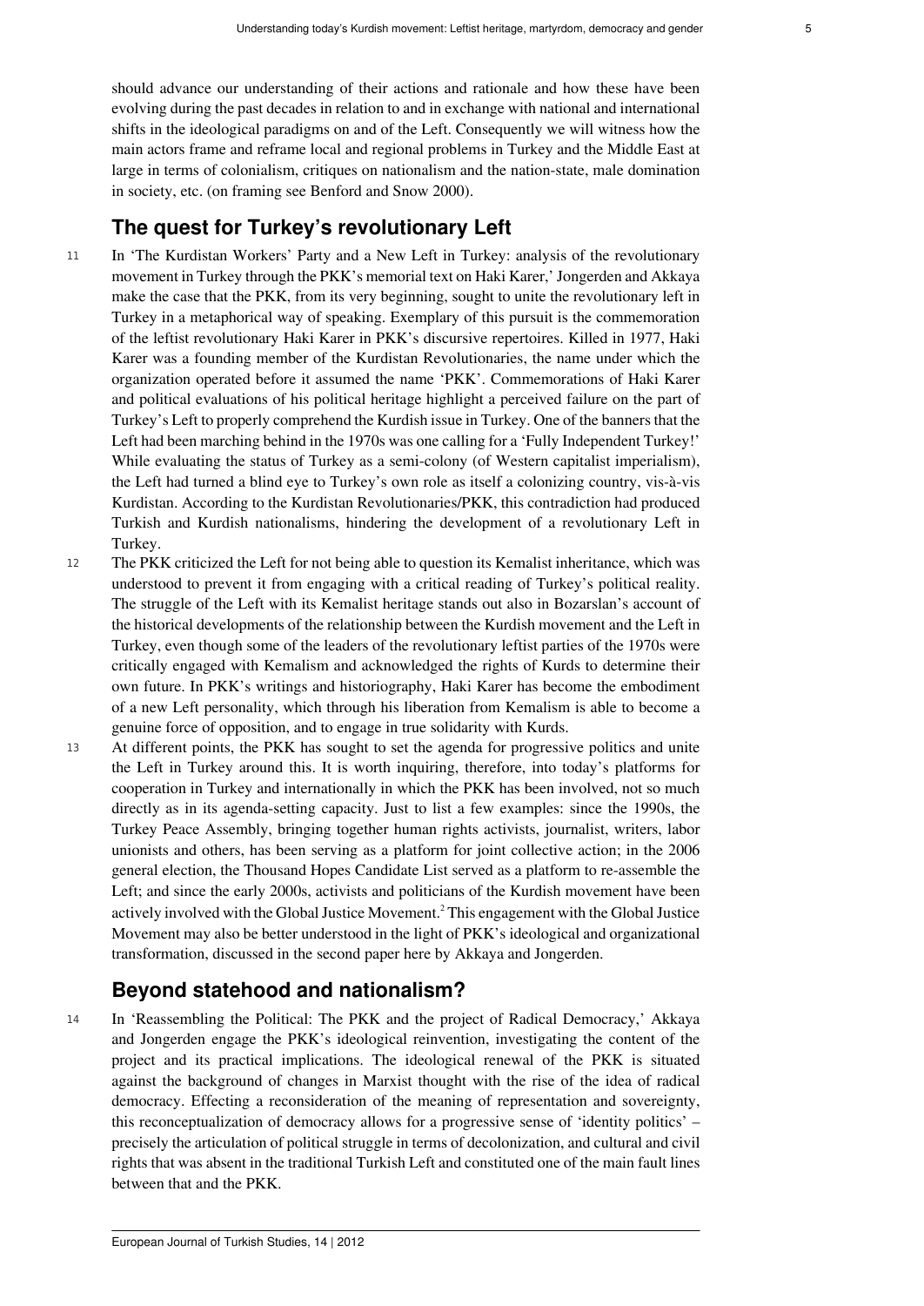should advance our understanding of their actions and rationale and how these have been evolving during the past decades in relation to and in exchange with national and international shifts in the ideological paradigms on and of the Left. Consequently we will witness how the main actors frame and reframe local and regional problems in Turkey and the Middle East at large in terms of colonialism, critiques on nationalism and the nation-state, male domination in society, etc. (on framing see Benford and Snow 2000).

## The quest for Turkey's revolutionary Left

11 In 'The Kurdistan Workers' Party and a New Left in Turkey: analysis of the revolutionary movement in Turkey through the PKK's memorial text on Haki Karer,' Jongerden and Akkaya make the case that the PKK, from its very beginning, sought to unite the revolutionary left in Turkey in a metaphorical way of speaking. Exemplary of this pursuit is the commemoration of the leftist revolutionary Haki Karer in PKK's discursive repertoires. Killed in 1977, Haki Karer was a founding member of the Kurdistan Revolutionaries, the name under which the organization operated before it assumed the name 'PKK'. Commemorations of Haki Karer and political evaluations of his political heritage highlight a perceived failure on the part of Turkey's Left to properly comprehend the Kurdish issue in Turkey. One of the banners that the Left had been marching behind in the 1970s was one calling for a 'Fully Independent Turkey!' While evaluating the status of Turkey as a semi-colony (of Western capitalist imperialism), the Left had turned a blind eye to Turkey's own role as itself a colonizing country, vis-à-vis Kurdistan. According to the Kurdistan Revolutionaries/PKK, this contradiction had produced Turkish and Kurdish nationalisms, hindering the development of a revolutionary Left in Turkey.

12 The PKK criticized the Left for not being able to question its Kemalist inheritance, which was understood to prevent it from engaging with a critical reading of Turkey's political reality. The struggle of the Left with its Kemalist heritage stands out also in Bozarslan's account of the historical developments of the relationship between the Kurdish movement and the Left in Turkey, even though some of the leaders of the revolutionary leftist parties of the 1970s were critically engaged with Kemalism and acknowledged the rights of Kurds to determine their own future. In PKK's writings and historiography, Haki Karer has become the embodiment of a new Left personality, which through his liberation from Kemalism is able to become a genuine force of opposition, and to engage in true solidarity with Kurds.

13 At different points, the PKK has sought to set the agenda for progressive politics and unite the Left in Turkey around this. It is worth inquiring, therefore, into today's platforms for cooperation in Turkey and internationally in which the PKK has been involved, not so much directly as in its agenda-setting capacity. Just to list a few examples: since the 1990s, the Turkey Peace Assembly, bringing together human rights activists, journalist, writers, labor unionists and others, has been serving as a platform for joint collective action; in the 2006 general election, the Thousand Hopes Candidate List served as a platform to re-assemble the Left; and since the early 2000s, activists and politicians of the Kurdish movement have been actively involved with the Global Justice Movement.[2] This engagement with the Global Justice Movement may also be better understood in the light of PKK's ideological and organizational transformation, discussed in the second paper here by Akkaya and Jongerden.

## Beyond statehood and nationalism?

14 In 'Reassembling the Political: The PKK and the project of Radical Democracy,' Akkaya and Jongerden engage the PKK's ideological reinvention, investigating the content of the project and its practical implications. The ideological renewal of the PKK is situated against the background of changes in Marxist thought with the rise of the idea of radical democracy. Effecting a reconsideration of the meaning of representation and sovereignty, this reconceptualization of democracy allows for a progressive sense of 'identity politics' – precisely the articulation of political struggle in terms of decolonization, and cultural and civil rights that was absent in the traditional Turkish Left and constituted one of the main fault lines between that and the PKK.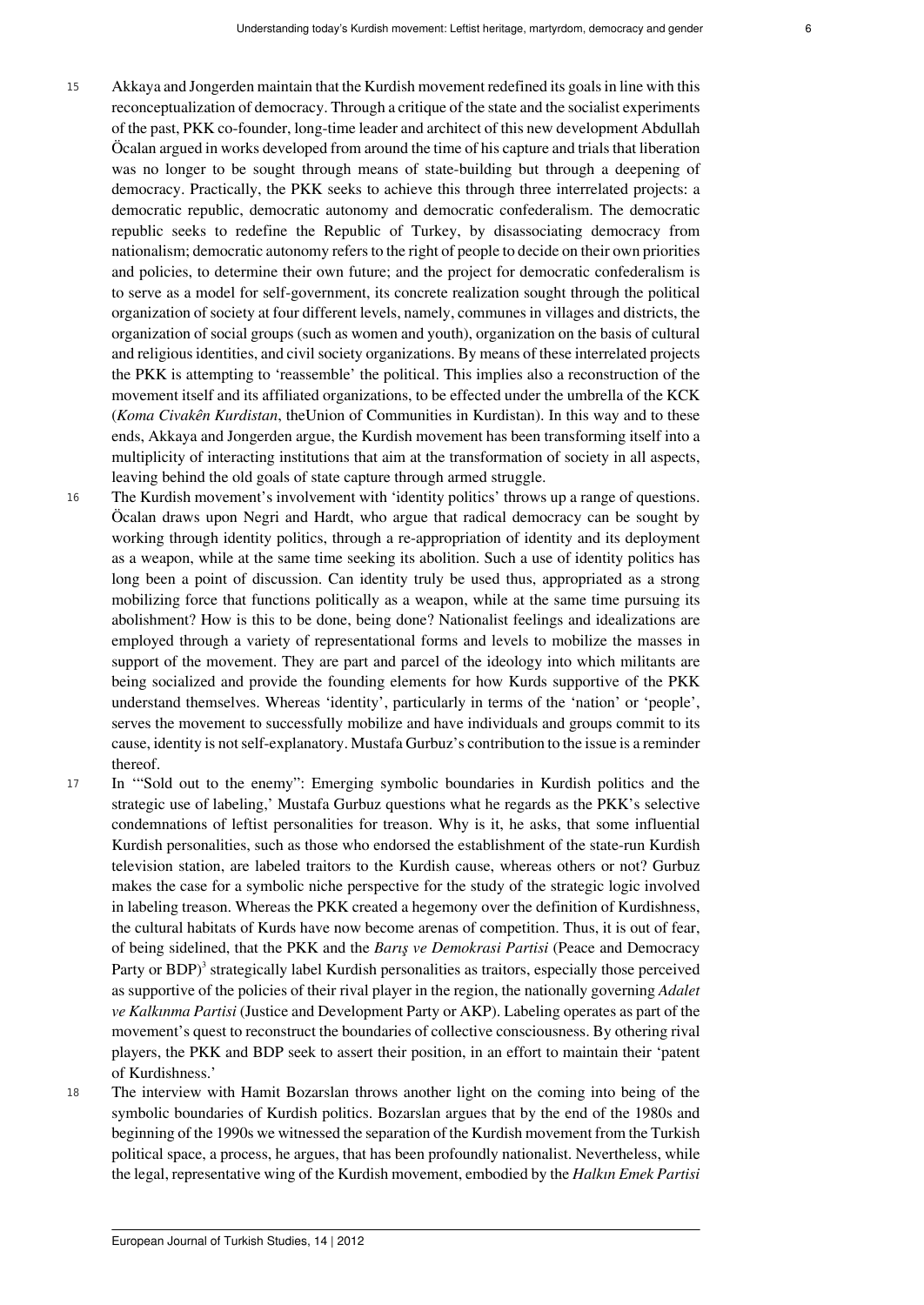15 Akkaya and Jongerden maintain that the Kurdish movement redefined its goals in line with this reconceptualization of democracy. Through a critique of the state and the socialist experiments of the past, PKK co-founder, long-time leader and architect of this new development Abdullah Öcalan argued in works developed from around the time of his capture and trials that liberation was no longer to be sought through means of state-building but through a deepening of democracy. Practically, the PKK seeks to achieve this through three interrelated projects: a democratic republic, democratic autonomy and democratic confederalism. The democratic republic seeks to redefine the Republic of Turkey, by disassociating democracy from nationalism; democratic autonomy refers to the right of people to decide on their own priorities and policies, to determine their own future; and the project for democratic confederalism is to serve as a model for self-government, its concrete realization sought through the political organization of society at four different levels, namely, communes in villages and districts, the organization of social groups (such as women and youth), organization on the basis of cultural and religious identities, and civil society organizations. By means of these interrelated projects the PKK is attempting to 'reassemble' the political. This implies also a reconstruction of the movement itself and its affiliated organizations, to be effected under the umbrella of the KCK (*Koma Civakên Kurdistan*, theUnion of Communities in Kurdistan). In this way and to these ends, Akkaya and Jongerden argue, the Kurdish movement has been transforming itself into a multiplicity of interacting institutions that aim at the transformation of society in all aspects, leaving behind the old goals of state capture through armed struggle.

16 The Kurdish movement's involvement with 'identity politics' throws up a range of questions. Öcalan draws upon Negri and Hardt, who argue that radical democracy can be sought by working through identity politics, through a re-appropriation of identity and its deployment as a weapon, while at the same time seeking its abolition. Such a use of identity politics has long been a point of discussion. Can identity truly be used thus, appropriated as a strong mobilizing force that functions politically as a weapon, while at the same time pursuing its abolishment? How is this to be done, being done? Nationalist feelings and idealizations are employed through a variety of representational forms and levels to mobilize the masses in support of the movement. They are part and parcel of the ideology into which militants are being socialized and provide the founding elements for how Kurds supportive of the PKK understand themselves. Whereas 'identity', particularly in terms of the 'nation' or 'people', serves the movement to successfully mobilize and have individuals and groups commit to its cause, identity is not self-explanatory. Mustafa Gurbuz's contribution to the issue is a reminder thereof.

17 In '"Sold out to the enemy": Emerging symbolic boundaries in Kurdish politics and the strategic use of labeling,' Mustafa Gurbuz questions what he regards as the PKK's selective condemnations of leftist personalities for treason. Why is it, he asks, that some influential Kurdish personalities, such as those who endorsed the establishment of the state-run Kurdish television station, are labeled traitors to the Kurdish cause, whereas others or not? Gurbuz makes the case for a symbolic niche perspective for the study of the strategic logic involved in labeling treason. Whereas the PKK created a hegemony over the definition of Kurdishness, the cultural habitats of Kurds have now become arenas of competition. Thus, it is out of fear, of being sidelined, that the PKK and the *Barış ve Demokrasi Partisi* (Peace and Democracy Party or BDP)[3] strategically label Kurdish personalities as traitors, especially those perceived as supportive of the policies of their rival player in the region, the nationally governing *Adalet ve Kalkınma Partisi* (Justice and Development Party or AKP). Labeling operates as part of the movement's quest to reconstruct the boundaries of collective consciousness. By othering rival players, the PKK and BDP seek to assert their position, in an effort to maintain their 'patent of Kurdishness.'

18 The interview with Hamit Bozarslan throws another light on the coming into being of the symbolic boundaries of Kurdish politics. Bozarslan argues that by the end of the 1980s and beginning of the 1990s we witnessed the separation of the Kurdish movement from the Turkish political space, a process, he argues, that has been profoundly nationalist. Nevertheless, while the legal, representative wing of the Kurdish movement, embodied by the *Halkın Emek Partisi*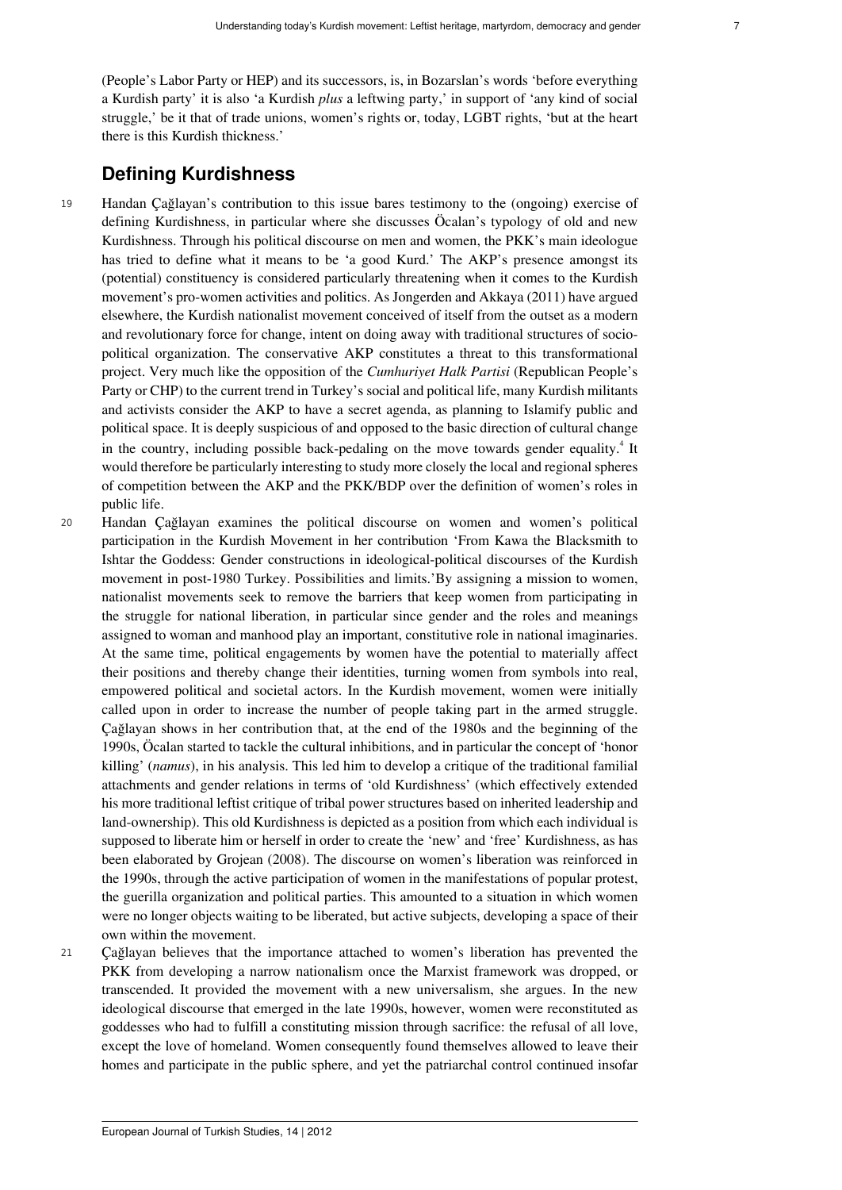(People's Labor Party or HEP) and its successors, is, in Bozarslan's words 'before everything a Kurdish party' it is also 'a Kurdish *plus* a leftwing party,' in support of 'any kind of social struggle,' be it that of trade unions, women's rights or, today, LGBT rights, 'but at the heart there is this Kurdish thickness.'

## Defining Kurdishness

19 Handan Çağlayan's contribution to this issue bares testimony to the (ongoing) exercise of defining Kurdishness, in particular where she discusses Öcalan's typology of old and new Kurdishness. Through his political discourse on men and women, the PKK's main ideologue has tried to define what it means to be 'a good Kurd.' The AKP's presence amongst its (potential) constituency is considered particularly threatening when it comes to the Kurdish movement's pro-women activities and politics. As Jongerden and Akkaya (2011) have argued elsewhere, the Kurdish nationalist movement conceived of itself from the outset as a modern and revolutionary force for change, intent on doing away with traditional structures of socio-political organization. The conservative AKP constitutes a threat to this transformational project. Very much like the opposition of the *Cumhuriyet Halk Partisi* (Republican People's Party or CHP) to the current trend in Turkey's social and political life, many Kurdish militants and activists consider the AKP to have a secret agenda, as planning to Islamify public and political space. It is deeply suspicious of and opposed to the basic direction of cultural change in the country, including possible back-pedaling on the move towards gender equality.[4] It would therefore be particularly interesting to study more closely the local and regional spheres of competition between the AKP and the PKK/BDP over the definition of women's roles in public life.

20 Handan Çağlayan examines the political discourse on women and women's political participation in the Kurdish Movement in her contribution 'From Kawa the Blacksmith to Ishtar the Goddess: Gender constructions in ideological-political discourses of the Kurdish movement in post-1980 Turkey. Possibilities and limits.'By assigning a mission to women, nationalist movements seek to remove the barriers that keep women from participating in the struggle for national liberation, in particular since gender and the roles and meanings assigned to woman and manhood play an important, constitutive role in national imaginaries. At the same time, political engagements by women have the potential to materially affect their positions and thereby change their identities, turning women from symbols into real, empowered political and societal actors. In the Kurdish movement, women were initially called upon in order to increase the number of people taking part in the armed struggle. Çağlayan shows in her contribution that, at the end of the 1980s and the beginning of the 1990s, Öcalan started to tackle the cultural inhibitions, and in particular the concept of 'honor killing' (*namus*), in his analysis. This led him to develop a critique of the traditional familial attachments and gender relations in terms of 'old Kurdishness' (which effectively extended his more traditional leftist critique of tribal power structures based on inherited leadership and land-ownership). This old Kurdishness is depicted as a position from which each individual is supposed to liberate him or herself in order to create the 'new' and 'free' Kurdishness, as has been elaborated by Grojean (2008). The discourse on women's liberation was reinforced in the 1990s, through the active participation of women in the manifestations of popular protest, the guerilla organization and political parties. This amounted to a situation in which women were no longer objects waiting to be liberated, but active subjects, developing a space of their own within the movement.

21 Çağlayan believes that the importance attached to women's liberation has prevented the PKK from developing a narrow nationalism once the Marxist framework was dropped, or transcended. It provided the movement with a new universalism, she argues. In the new ideological discourse that emerged in the late 1990s, however, women were reconstituted as goddesses who had to fulfill a constituting mission through sacrifice: the refusal of all love, except the love of homeland. Women consequently found themselves allowed to leave their homes and participate in the public sphere, and yet the patriarchal control continued insofar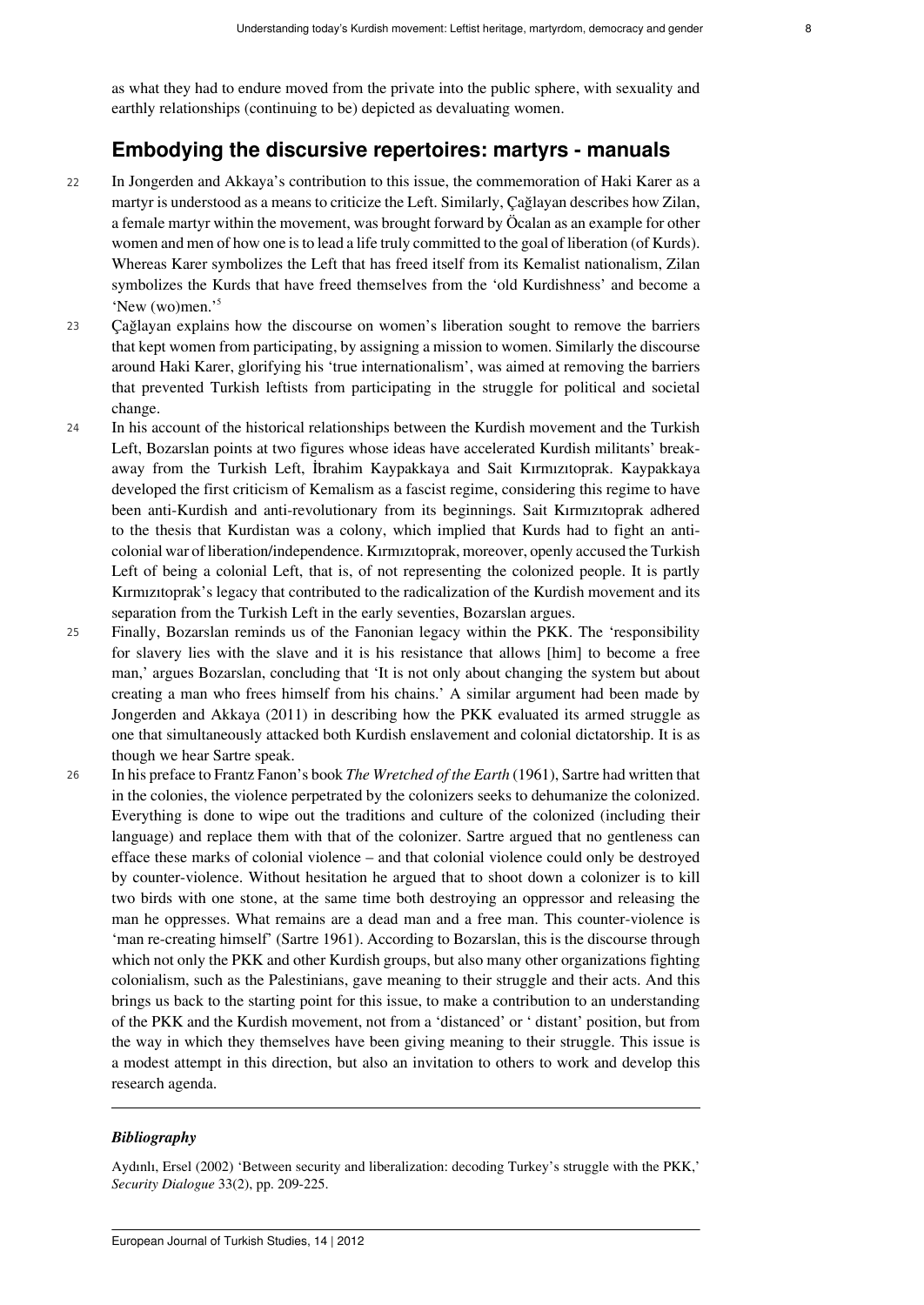as what they had to endure moved from the private into the public sphere, with sexuality and earthly relationships (continuing to be) depicted as devaluating women.

## Embodying the discursive repertoires: martyrs - manuals

22 In Jongerden and Akkaya's contribution to this issue, the commemoration of Haki Karer as a martyr is understood as a means to criticize the Left. Similarly, Çağlayan describes how Zilan, a female martyr within the movement, was brought forward by Öcalan as an example for other women and men of how one is to lead a life truly committed to the goal of liberation (of Kurds). Whereas Karer symbolizes the Left that has freed itself from its Kemalist nationalism, Zilan symbolizes the Kurds that have freed themselves from the 'old Kurdishness' and become a 'New (wo)men.'[5]

23 Çağlayan explains how the discourse on women's liberation sought to remove the barriers that kept women from participating, by assigning a mission to women. Similarly the discourse around Haki Karer, glorifying his 'true internationalism', was aimed at removing the barriers that prevented Turkish leftists from participating in the struggle for political and societal change.

24 In his account of the historical relationships between the Kurdish movement and the Turkish Left, Bozarslan points at two figures whose ideas have accelerated Kurdish militants' break-away from the Turkish Left, İbrahim Kaypakkaya and Sait Kırmızıtoprak. Kaypakkaya developed the first criticism of Kemalism as a fascist regime, considering this regime to have been anti-Kurdish and anti-revolutionary from its beginnings. Sait Kırmızıtoprak adhered to the thesis that Kurdistan was a colony, which implied that Kurds had to fight an anti-colonial war of liberation/independence. Kırmızıtoprak, moreover, openly accused the Turkish Left of being a colonial Left, that is, of not representing the colonized people. It is partly Kırmızıtoprak's legacy that contributed to the radicalization of the Kurdish movement and its separation from the Turkish Left in the early seventies, Bozarslan argues.

25 Finally, Bozarslan reminds us of the Fanonian legacy within the PKK. The 'responsibility for slavery lies with the slave and it is his resistance that allows [him] to become a free man,' argues Bozarslan, concluding that 'It is not only about changing the system but about creating a man who frees himself from his chains.' A similar argument had been made by Jongerden and Akkaya (2011) in describing how the PKK evaluated its armed struggle as one that simultaneously attacked both Kurdish enslavement and colonial dictatorship. It is as though we hear Sartre speak.

26 In his preface to Frantz Fanon's book *The Wretched of the Earth* (1961), Sartre had written that in the colonies, the violence perpetrated by the colonizers seeks to dehumanize the colonized. Everything is done to wipe out the traditions and culture of the colonized (including their language) and replace them with that of the colonizer. Sartre argued that no gentleness can efface these marks of colonial violence – and that colonial violence could only be destroyed by counter-violence. Without hesitation he argued that to shoot down a colonizer is to kill two birds with one stone, at the same time both destroying an oppressor and releasing the man he oppresses. What remains are a dead man and a free man. This counter-violence is 'man re-creating himself' (Sartre 1961). According to Bozarslan, this is the discourse through which not only the PKK and other Kurdish groups, but also many other organizations fighting colonialism, such as the Palestinians, gave meaning to their struggle and their acts. And this brings us back to the starting point for this issue, to make a contribution to an understanding of the PKK and the Kurdish movement, not from a 'distanced' or ' distant' position, but from the way in which they themselves have been giving meaning to their struggle. This issue is a modest attempt in this direction, but also an invitation to others to work and develop this research agenda.

---

### *Bibliography*

Aydınlı, Ersel (2002) 'Between security and liberalization: decoding Turkey's struggle with the PKK,' *Security Dialogue* 33(2), pp. 209-225.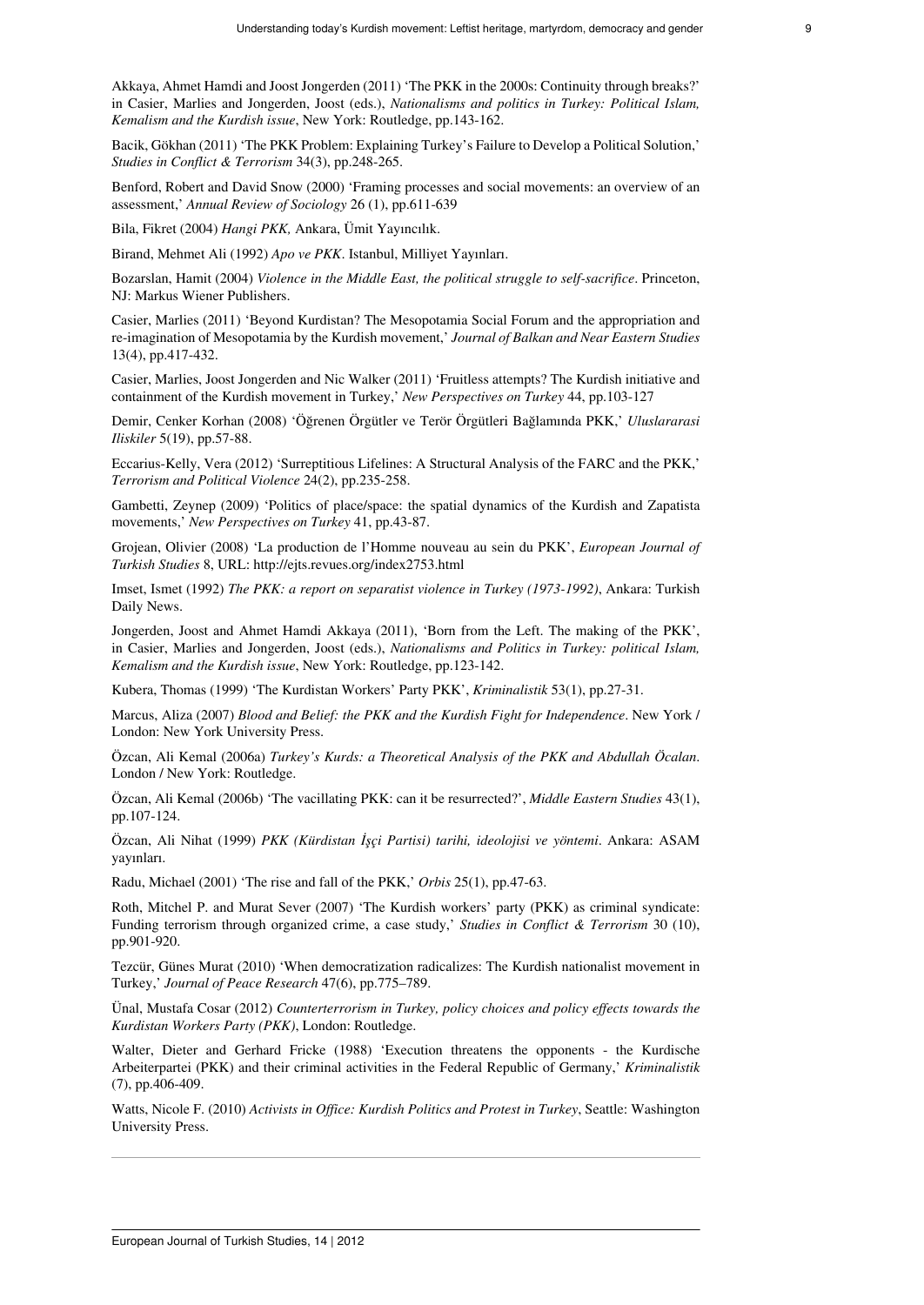Akkaya, Ahmet Hamdi and Joost Jongerden (2011) 'The PKK in the 2000s: Continuity through breaks?' in Casier, Marlies and Jongerden, Joost (eds.), *Nationalisms and politics in Turkey: Political Islam, Kemalism and the Kurdish issue*, New York: Routledge, pp.143-162.

Bacik, Gökhan (2011) 'The PKK Problem: Explaining Turkey's Failure to Develop a Political Solution,' *Studies in Conflict & Terrorism* 34(3), pp.248-265.

Benford, Robert and David Snow (2000) 'Framing processes and social movements: an overview of an assessment,' *Annual Review of Sociology* 26 (1), pp.611-639

Bila, Fikret (2004) *Hangi PKK,* Ankara, Ümit Yayıncılık.

Birand, Mehmet Ali (1992) *Apo ve PKK*. Istanbul, Milliyet Yayınları.

Bozarslan, Hamit (2004) *Violence in the Middle East, the political struggle to self-sacrifice*. Princeton, NJ: Markus Wiener Publishers.

Casier, Marlies (2011) 'Beyond Kurdistan? The Mesopotamia Social Forum and the appropriation and re-imagination of Mesopotamia by the Kurdish movement,' *Journal of Balkan and Near Eastern Studies* 13(4), pp.417-432.

Casier, Marlies, Joost Jongerden and Nic Walker (2011) 'Fruitless attempts? The Kurdish initiative and containment of the Kurdish movement in Turkey,' *New Perspectives on Turkey* 44, pp.103-127

Demir, Cenker Korhan (2008) 'Öğrenen Örgütler ve Terör Örgütleri Bağlamında PKK,' *Uluslararasi Iliskiler* 5(19), pp.57-88.

Eccarius-Kelly, Vera (2012) 'Surreptitious Lifelines: A Structural Analysis of the FARC and the PKK,' *Terrorism and Political Violence* 24(2), pp.235-258.

Gambetti, Zeynep (2009) 'Politics of place/space: the spatial dynamics of the Kurdish and Zapatista movements,' *New Perspectives on Turkey* 41, pp.43-87.

Grojean, Olivier (2008) 'La production de l'Homme nouveau au sein du PKK', *European Journal of Turkish Studies* 8, URL: http://ejts.revues.org/index2753.html

Imset, Ismet (1992) *The PKK: a report on separatist violence in Turkey (1973-1992)*, Ankara: Turkish Daily News.

Jongerden, Joost and Ahmet Hamdi Akkaya (2011), 'Born from the Left. The making of the PKK', in Casier, Marlies and Jongerden, Joost (eds.), *Nationalisms and Politics in Turkey: political Islam, Kemalism and the Kurdish issue*, New York: Routledge, pp.123-142.

Kubera, Thomas (1999) 'The Kurdistan Workers' Party PKK', *Kriminalistik* 53(1), pp.27-31.

Marcus, Aliza (2007) *Blood and Belief: the PKK and the Kurdish Fight for Independence*. New York / London: New York University Press.

Özcan, Ali Kemal (2006a) *Turkey's Kurds: a Theoretical Analysis of the PKK and Abdullah Öcalan*. London / New York: Routledge.

Özcan, Ali Kemal (2006b) 'The vacillating PKK: can it be resurrected?', *Middle Eastern Studies* 43(1), pp.107-124.

Özcan, Ali Nihat (1999) *PKK (Kürdistan İşçi Partisi) tarihi, ideolojisi ve yöntemi*. Ankara: ASAM yayınları.

Radu, Michael (2001) 'The rise and fall of the PKK,' *Orbis* 25(1), pp.47-63.

Roth, Mitchel P. and Murat Sever (2007) 'The Kurdish workers' party (PKK) as criminal syndicate: Funding terrorism through organized crime, a case study,' *Studies in Conflict & Terrorism* 30 (10), pp.901-920.

Tezcür, Günes Murat (2010) 'When democratization radicalizes: The Kurdish nationalist movement in Turkey,' *Journal of Peace Research* 47(6), pp.775–789.

Ünal, Mustafa Cosar (2012) *Counterterrorism in Turkey, policy choices and policy effects towards the Kurdistan Workers Party (PKK)*, London: Routledge.

Walter, Dieter and Gerhard Fricke (1988) 'Execution threatens the opponents - the Kurdische Arbeiterpartei (PKK) and their criminal activities in the Federal Republic of Germany,' *Kriminalistik* (7), pp.406-409.

Watts, Nicole F. (2010) *Activists in Office: Kurdish Politics and Protest in Turkey*, Seattle: Washington University Press.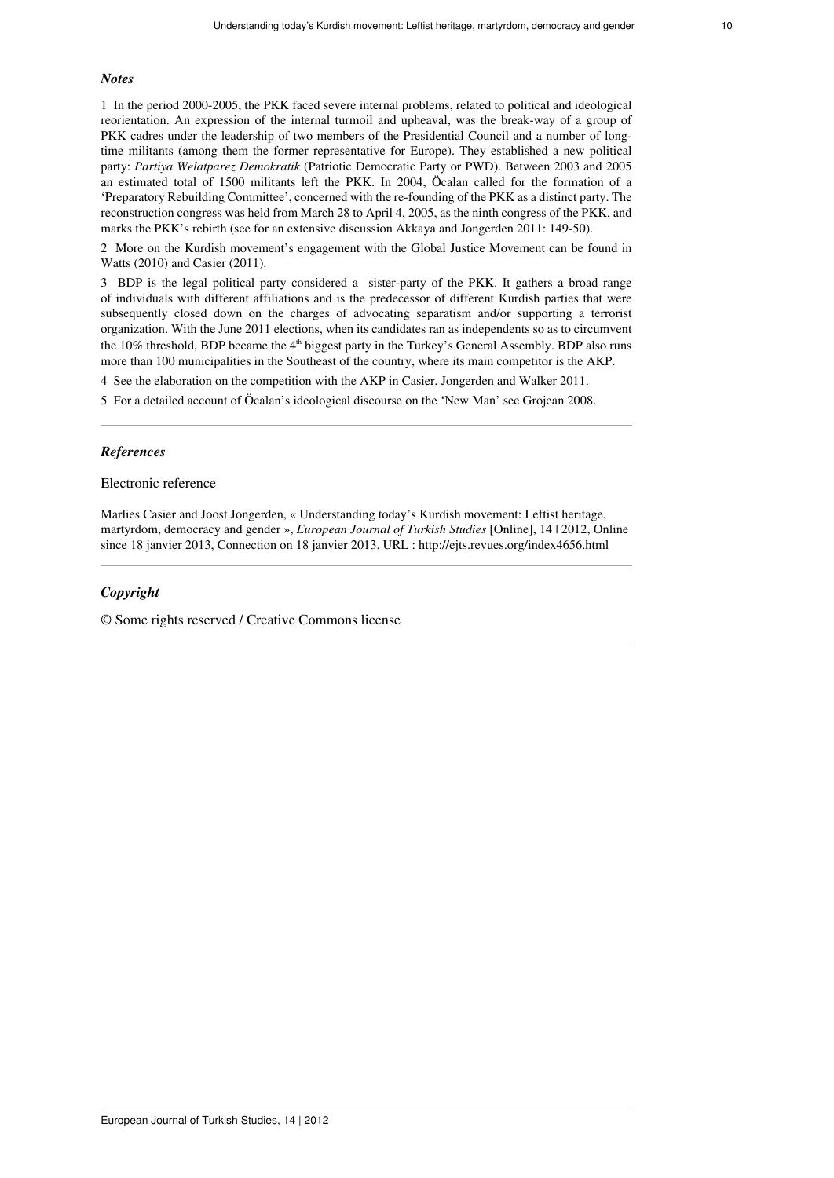### *Notes*

1 In the period 2000-2005, the PKK faced severe internal problems, related to political and ideological reorientation. An expression of the internal turmoil and upheaval, was the break-way of a group of PKK cadres under the leadership of two members of the Presidential Council and a number of long-time militants (among them the former representative for Europe). They established a new political party: *Partiya Welatparez Demokratik* (Patriotic Democratic Party or PWD). Between 2003 and 2005 an estimated total of 1500 militants left the PKK. In 2004, Öcalan called for the formation of a 'Preparatory Rebuilding Committee', concerned with the re-founding of the PKK as a distinct party. The reconstruction congress was held from March 28 to April 4, 2005, as the ninth congress of the PKK, and marks the PKK's rebirth (see for an extensive discussion Akkaya and Jongerden 2011: 149-50).

2 More on the Kurdish movement's engagement with the Global Justice Movement can be found in Watts (2010) and Casier (2011).

3 BDP is the legal political party considered a sister-party of the PKK. It gathers a broad range of individuals with different affiliations and is the predecessor of different Kurdish parties that were subsequently closed down on the charges of advocating separatism and/or supporting a terrorist organization. With the June 2011 elections, when its candidates ran as independents so as to circumvent the 10% threshold, BDP became the 4th biggest party in the Turkey's General Assembly. BDP also runs more than 100 municipalities in the Southeast of the country, where its main competitor is the AKP.

4 See the elaboration on the competition with the AKP in Casier, Jongerden and Walker 2011.

5 For a detailed account of Öcalan's ideological discourse on the 'New Man' see Grojean 2008.

### *References*

Electronic reference

Marlies Casier and Joost Jongerden, « Understanding today's Kurdish movement: Leftist heritage, martyrdom, democracy and gender », *European Journal of Turkish Studies* [Online], 14 | 2012, Online since 18 janvier 2013, Connection on 18 janvier 2013. URL : http://ejts.revues.org/index4656.html

### *Copyright*

© Some rights reserved / Creative Commons license